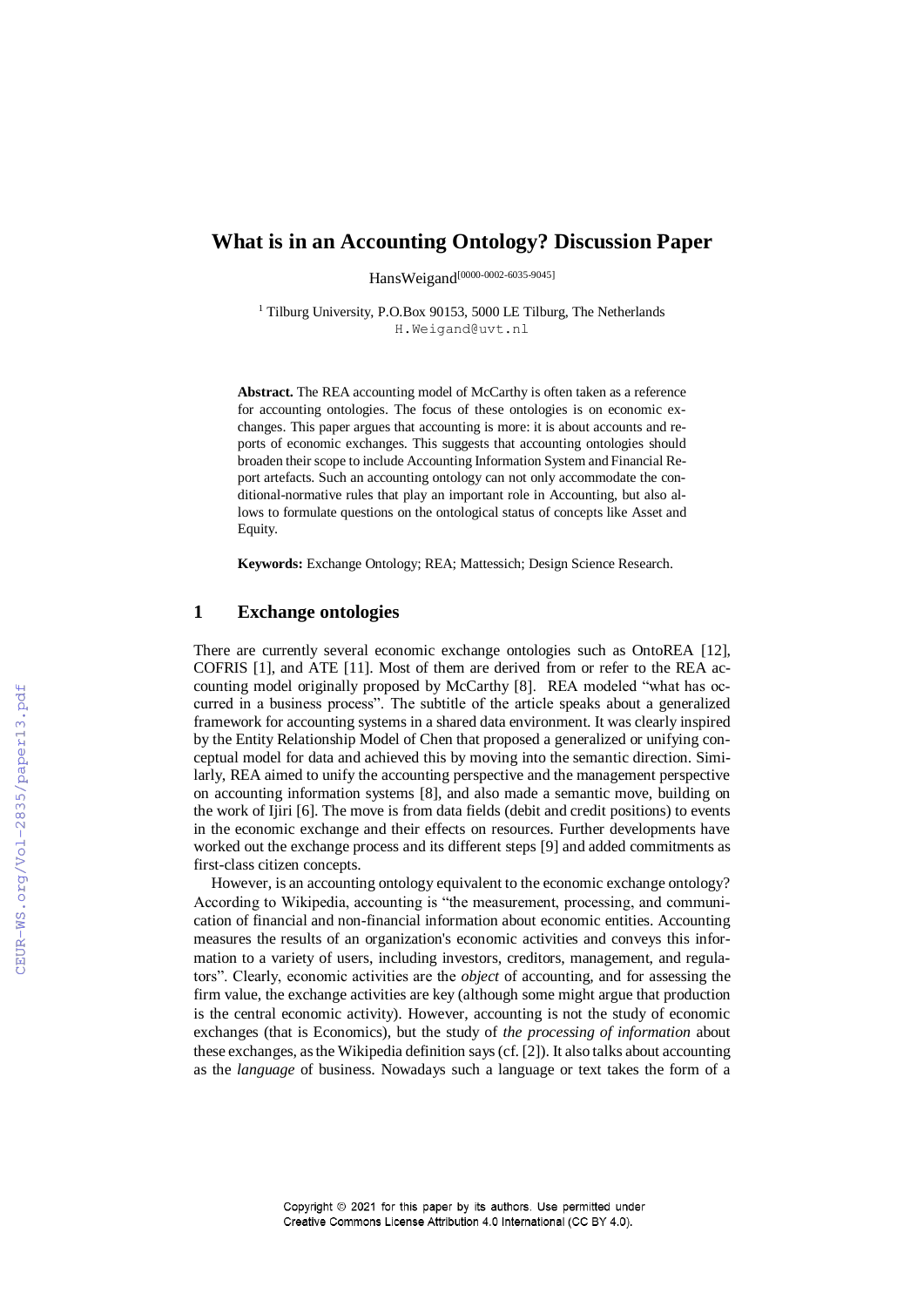# What is in an Accounting Ontology? Discussion Paper

HansWeigand[0000-0002-6035-9045]

[1] Tilburg University, P.O.Box 90153, 5000 LE Tilburg, The Netherlands
H.Weigand@uvt.nl

**Abstract.** The REA accounting model of McCarthy is often taken as a reference for accounting ontologies. The focus of these ontologies is on economic exchanges. This paper argues that accounting is more: it is about accounts and reports of economic exchanges. This suggests that accounting ontologies should broaden their scope to include Accounting Information System and Financial Report artefacts. Such an accounting ontology can not only accommodate the conditional-normative rules that play an important role in Accounting, but also allows to formulate questions on the ontological status of concepts like Asset and Equity.

**Keywords:** Exchange Ontology; REA; Mattessich; Design Science Research.

## 1 Exchange ontologies

There are currently several economic exchange ontologies such as OntoREA [12], COFRIS [1], and ATE [11]. Most of them are derived from or refer to the REA accounting model originally proposed by McCarthy [8]. REA modeled "what has occurred in a business process". The subtitle of the article speaks about a generalized framework for accounting systems in a shared data environment. It was clearly inspired by the Entity Relationship Model of Chen that proposed a generalized or unifying conceptual model for data and achieved this by moving into the semantic direction. Similarly, REA aimed to unify the accounting perspective and the management perspective on accounting information systems [8], and also made a semantic move, building on the work of Ijiri [6]. The move is from data fields (debit and credit positions) to events in the economic exchange and their effects on resources. Further developments have worked out the exchange process and its different steps [9] and added commitments as first-class citizen concepts.

However, is an accounting ontology equivalent to the economic exchange ontology? According to Wikipedia, accounting is "the measurement, processing, and communication of financial and non-financial information about economic entities. Accounting measures the results of an organization's economic activities and conveys this information to a variety of users, including investors, creditors, management, and regulators". Clearly, economic activities are the *object* of accounting, and for assessing the firm value, the exchange activities are key (although some might argue that production is the central economic activity). However, accounting is not the study of economic exchanges (that is Economics), but the study of *the processing of information* about these exchanges, as the Wikipedia definition says (cf. [2]). It also talks about accounting as the *language* of business. Nowadays such a language or text takes the form of a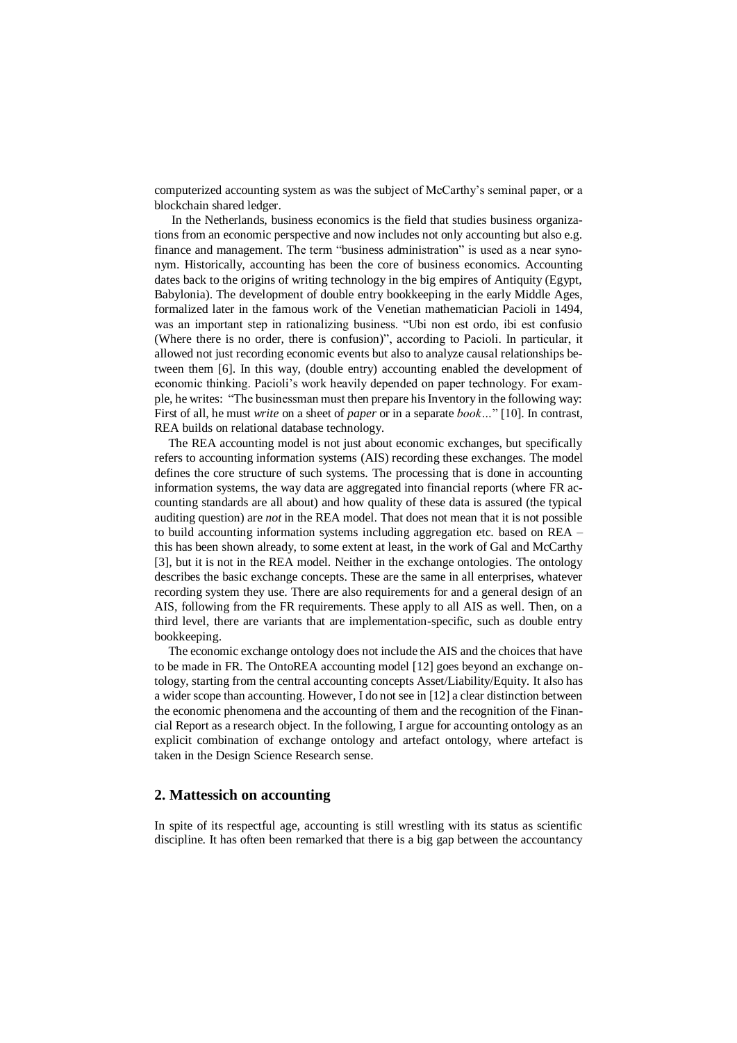computerized accounting system as was the subject of McCarthy's seminal paper, or a blockchain shared ledger.

In the Netherlands, business economics is the field that studies business organizations from an economic perspective and now includes not only accounting but also e.g. finance and management. The term "business administration" is used as a near synonym. Historically, accounting has been the core of business economics. Accounting dates back to the origins of writing technology in the big empires of Antiquity (Egypt, Babylonia). The development of double entry bookkeeping in the early Middle Ages, formalized later in the famous work of the Venetian mathematician Pacioli in 1494, was an important step in rationalizing business. "Ubi non est ordo, ibi est confusio (Where there is no order, there is confusion)", according to Pacioli. In particular, it allowed not just recording economic events but also to analyze causal relationships between them [6]. In this way, (double entry) accounting enabled the development of economic thinking. Pacioli's work heavily depended on paper technology. For example, he writes: "The businessman must then prepare his Inventory in the following way: First of all, he must *write* on a sheet of *paper* or in a separate *book…*" [10]. In contrast, REA builds on relational database technology.

The REA accounting model is not just about economic exchanges, but specifically refers to accounting information systems (AIS) recording these exchanges. The model defines the core structure of such systems. The processing that is done in accounting information systems, the way data are aggregated into financial reports (where FR accounting standards are all about) and how quality of these data is assured (the typical auditing question) are *not* in the REA model. That does not mean that it is not possible to build accounting information systems including aggregation etc. based on REA – this has been shown already, to some extent at least, in the work of Gal and McCarthy [3], but it is not in the REA model. Neither in the exchange ontologies. The ontology describes the basic exchange concepts. These are the same in all enterprises, whatever recording system they use. There are also requirements for and a general design of an AIS, following from the FR requirements. These apply to all AIS as well. Then, on a third level, there are variants that are implementation-specific, such as double entry bookkeeping.

The economic exchange ontology does not include the AIS and the choices that have to be made in FR. The OntoREA accounting model [12] goes beyond an exchange ontology, starting from the central accounting concepts Asset/Liability/Equity. It also has a wider scope than accounting. However, I do not see in [12] a clear distinction between the economic phenomena and the accounting of them and the recognition of the Financial Report as a research object. In the following, I argue for accounting ontology as an explicit combination of exchange ontology and artefact ontology, where artefact is taken in the Design Science Research sense.

## 2. Mattessich on accounting

In spite of its respectful age, accounting is still wrestling with its status as scientific discipline. It has often been remarked that there is a big gap between the accountancy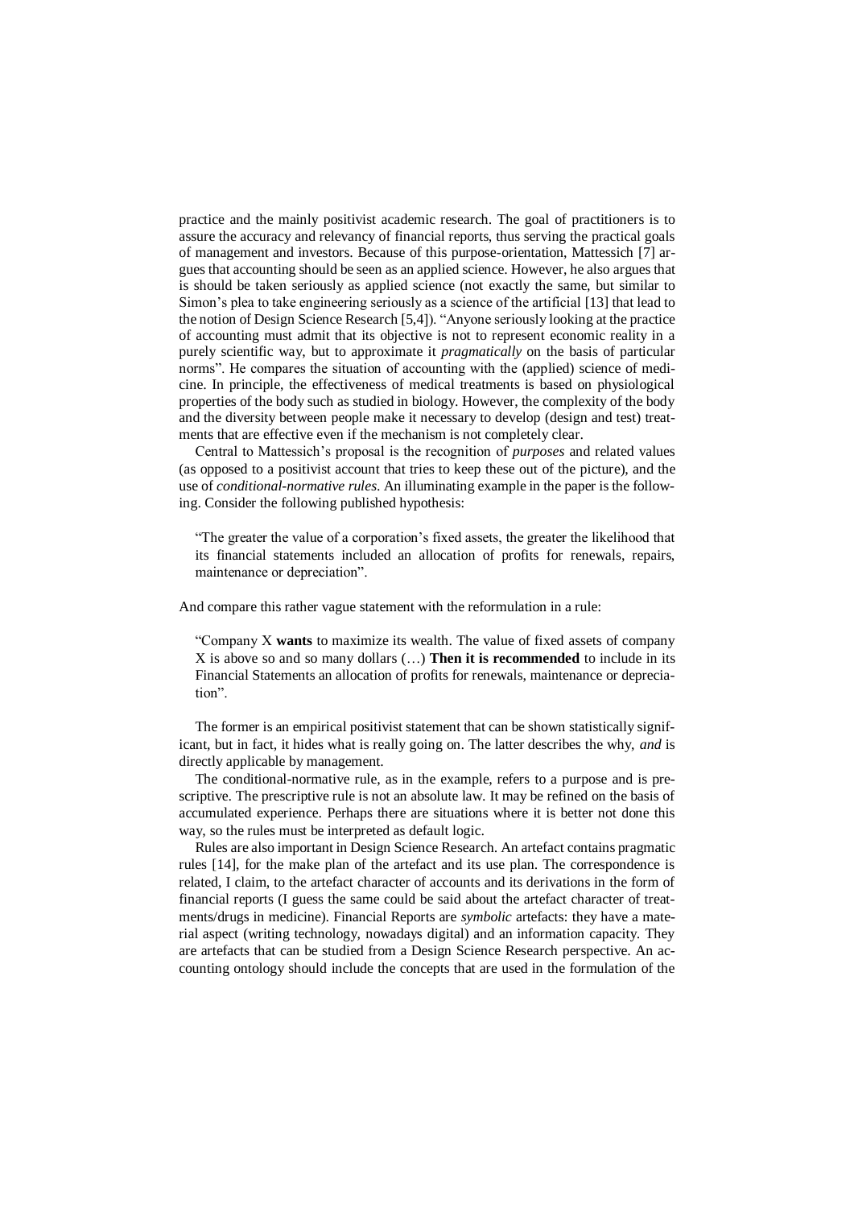practice and the mainly positivist academic research. The goal of practitioners is to assure the accuracy and relevancy of financial reports, thus serving the practical goals of management and investors. Because of this purpose-orientation, Mattessich [7] argues that accounting should be seen as an applied science. However, he also argues that is should be taken seriously as applied science (not exactly the same, but similar to Simon's plea to take engineering seriously as a science of the artificial [13] that lead to the notion of Design Science Research [5,4]). "Anyone seriously looking at the practice of accounting must admit that its objective is not to represent economic reality in a purely scientific way, but to approximate it *pragmatically* on the basis of particular norms". He compares the situation of accounting with the (applied) science of medicine. In principle, the effectiveness of medical treatments is based on physiological properties of the body such as studied in biology. However, the complexity of the body and the diversity between people make it necessary to develop (design and test) treatments that are effective even if the mechanism is not completely clear.

Central to Mattessich's proposal is the recognition of *purposes* and related values (as opposed to a positivist account that tries to keep these out of the picture), and the use of *conditional-normative rules*. An illuminating example in the paper is the following. Consider the following published hypothesis:

> "The greater the value of a corporation's fixed assets, the greater the likelihood that its financial statements included an allocation of profits for renewals, repairs, maintenance or depreciation".

And compare this rather vague statement with the reformulation in a rule:

> "Company X **wants** to maximize its wealth. The value of fixed assets of company X is above so and so many dollars (…) **Then it is recommended** to include in its Financial Statements an allocation of profits for renewals, maintenance or depreciation".

The former is an empirical positivist statement that can be shown statistically significant, but in fact, it hides what is really going on. The latter describes the why, *and* is directly applicable by management.

The conditional-normative rule, as in the example, refers to a purpose and is prescriptive. The prescriptive rule is not an absolute law. It may be refined on the basis of accumulated experience. Perhaps there are situations where it is better not done this way, so the rules must be interpreted as default logic.

Rules are also important in Design Science Research. An artefact contains pragmatic rules [14], for the make plan of the artefact and its use plan. The correspondence is related, I claim, to the artefact character of accounts and its derivations in the form of financial reports (I guess the same could be said about the artefact character of treatments/drugs in medicine). Financial Reports are *symbolic* artefacts: they have a material aspect (writing technology, nowadays digital) and an information capacity. They are artefacts that can be studied from a Design Science Research perspective. An accounting ontology should include the concepts that are used in the formulation of the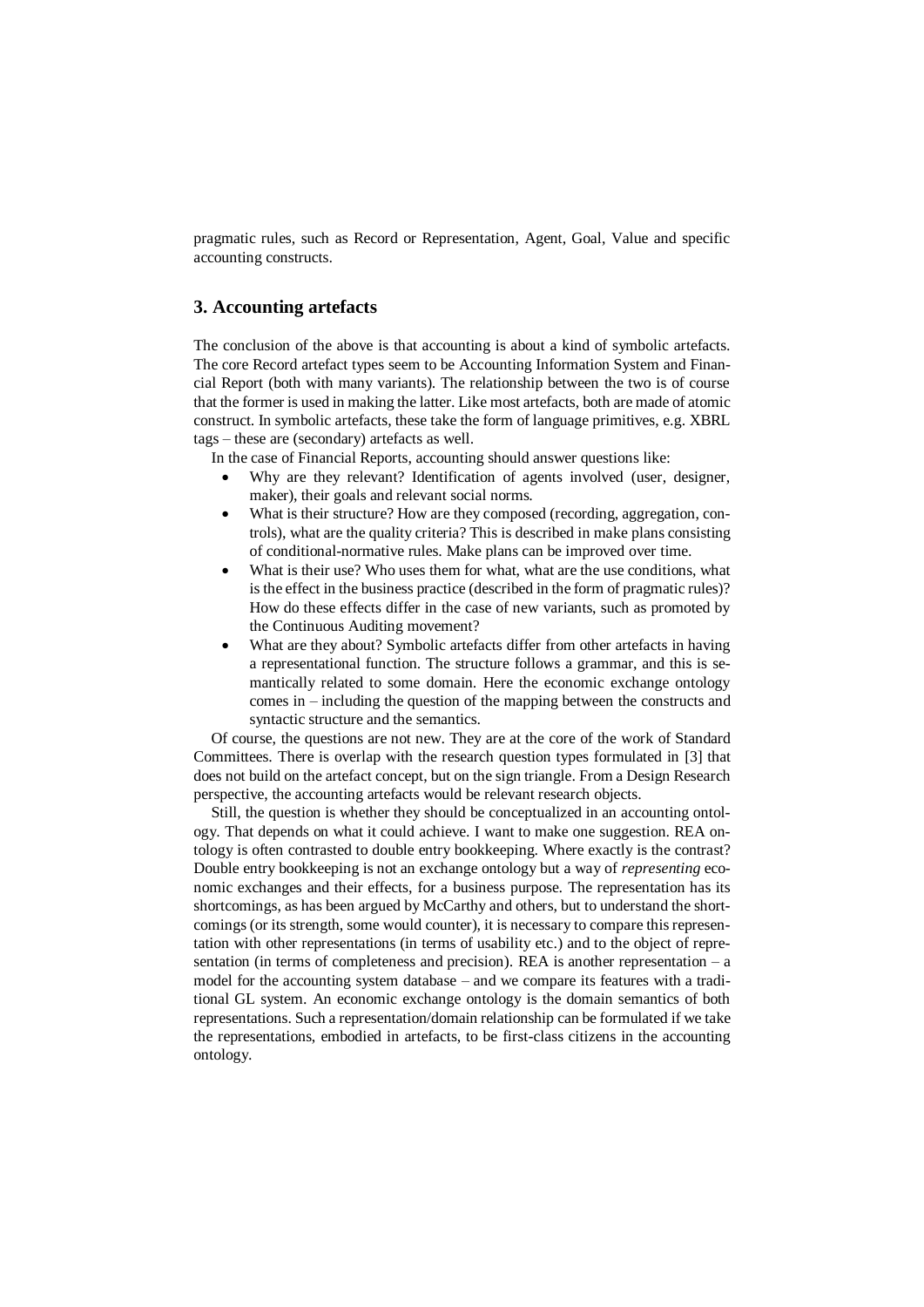pragmatic rules, such as Record or Representation, Agent, Goal, Value and specific accounting constructs.

## 3. Accounting artefacts

The conclusion of the above is that accounting is about a kind of symbolic artefacts. The core Record artefact types seem to be Accounting Information System and Financial Report (both with many variants). The relationship between the two is of course that the former is used in making the latter. Like most artefacts, both are made of atomic construct. In symbolic artefacts, these take the form of language primitives, e.g. XBRL tags – these are (secondary) artefacts as well.

In the case of Financial Reports, accounting should answer questions like:

- Why are they relevant? Identification of agents involved (user, designer, maker), their goals and relevant social norms.
- What is their structure? How are they composed (recording, aggregation, controls), what are the quality criteria? This is described in make plans consisting of conditional-normative rules. Make plans can be improved over time.
- What is their use? Who uses them for what, what are the use conditions, what is the effect in the business practice (described in the form of pragmatic rules)? How do these effects differ in the case of new variants, such as promoted by the Continuous Auditing movement?
- What are they about? Symbolic artefacts differ from other artefacts in having a representational function. The structure follows a grammar, and this is semantically related to some domain. Here the economic exchange ontology comes in – including the question of the mapping between the constructs and syntactic structure and the semantics.

Of course, the questions are not new. They are at the core of the work of Standard Committees. There is overlap with the research question types formulated in [3] that does not build on the artefact concept, but on the sign triangle. From a Design Research perspective, the accounting artefacts would be relevant research objects.

Still, the question is whether they should be conceptualized in an accounting ontology. That depends on what it could achieve. I want to make one suggestion. REA ontology is often contrasted to double entry bookkeeping. Where exactly is the contrast? Double entry bookkeeping is not an exchange ontology but a way of *representing* economic exchanges and their effects, for a business purpose. The representation has its shortcomings, as has been argued by McCarthy and others, but to understand the shortcomings (or its strength, some would counter), it is necessary to compare this representation with other representations (in terms of usability etc.) and to the object of representation (in terms of completeness and precision). REA is another representation – a model for the accounting system database – and we compare its features with a traditional GL system. An economic exchange ontology is the domain semantics of both representations. Such a representation/domain relationship can be formulated if we take the representations, embodied in artefacts, to be first-class citizens in the accounting ontology.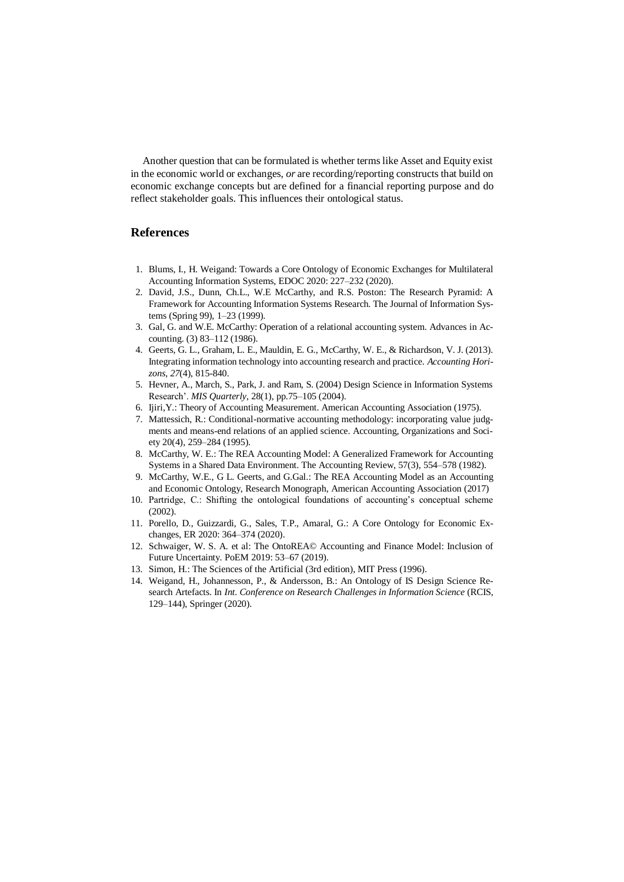Another question that can be formulated is whether terms like Asset and Equity exist in the economic world or exchanges, *or* are recording/reporting constructs that build on economic exchange concepts but are defined for a financial reporting purpose and do reflect stakeholder goals. This influences their ontological status.

## References

1. Blums, I., H. Weigand: Towards a Core Ontology of Economic Exchanges for Multilateral Accounting Information Systems, EDOC 2020: 227–232 (2020).
2. David, J.S., Dunn, Ch.L., W.E McCarthy, and R.S. Poston: The Research Pyramid: A Framework for Accounting Information Systems Research. The Journal of Information Systems (Spring 99), 1–23 (1999).
3. Gal, G. and W.E. McCarthy: Operation of a relational accounting system. Advances in Accounting. (3) 83–112 (1986).
4. Geerts, G. L., Graham, L. E., Mauldin, E. G., McCarthy, W. E., & Richardson, V. J. (2013). Integrating information technology into accounting research and practice. *Accounting Horizons*, *27*(4), 815-840.
5. Hevner, A., March, S., Park, J. and Ram, S. (2004) Design Science in Information Systems Research'. *MIS Quarterly*, 28(1), pp.75–105 (2004).
6. Ijiri,Y.: Theory of Accounting Measurement. American Accounting Association (1975).
7. Mattessich, R.: Conditional-normative accounting methodology: incorporating value judgments and means-end relations of an applied science. Accounting, Organizations and Society 20(4), 259–284 (1995).
8. McCarthy, W. E.: The REA Accounting Model: A Generalized Framework for Accounting Systems in a Shared Data Environment. The Accounting Review, 57(3), 554–578 (1982).
9. McCarthy, W.E., G L. Geerts, and G.Gal.: The REA Accounting Model as an Accounting and Economic Ontology, Research Monograph, American Accounting Association (2017)
10. Partridge, C.: Shifting the ontological foundations of accounting's conceptual scheme (2002).
11. Porello, D., Guizzardi, G., Sales, T.P., Amaral, G.: A Core Ontology for Economic Exchanges, ER 2020: 364–374 (2020).
12. Schwaiger, W. S. A. et al: The OntoREA© Accounting and Finance Model: Inclusion of Future Uncertainty. PoEM 2019: 53–67 (2019).
13. Simon, H.: The Sciences of the Artificial (3rd edition), MIT Press (1996).
14. Weigand, H., Johannesson, P., & Andersson, B.: An Ontology of IS Design Science Research Artefacts. In *Int. Conference on Research Challenges in Information Science* (RCIS, 129–144), Springer (2020).